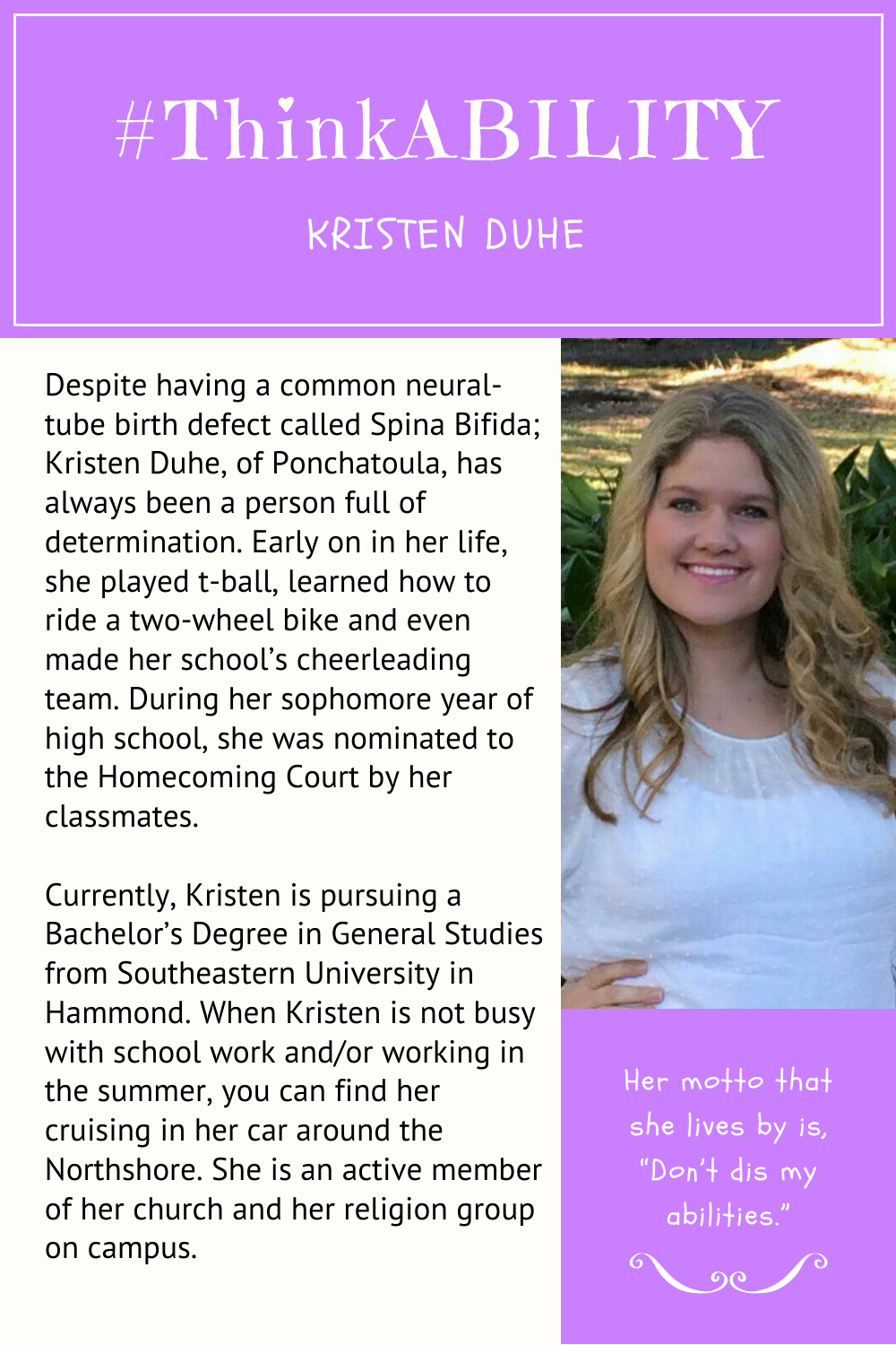# #ThinkABILITY

## KRISTEN DUHE

Despite having a common neural-tube birth defect called Spina Bifida; Kristen Duhe, of Ponchatoula, has always been a person full of determination. Early on in her life, she played t-ball, learned how to ride a two-wheel bike and even made her school's cheerleading team. During her sophomore year of high school, she was nominated to the Homecoming Court by her classmates.

Currently, Kristen is pursuing a Bachelor's Degree in General Studies from Southeastern University in Hammond. When Kristen is not busy with school work and/or working in the summer, you can find her cruising in her car around the Northshore. She is an active member of her church and her religion group on campus.

Her motto that she lives by is, "Don't dis my abilities."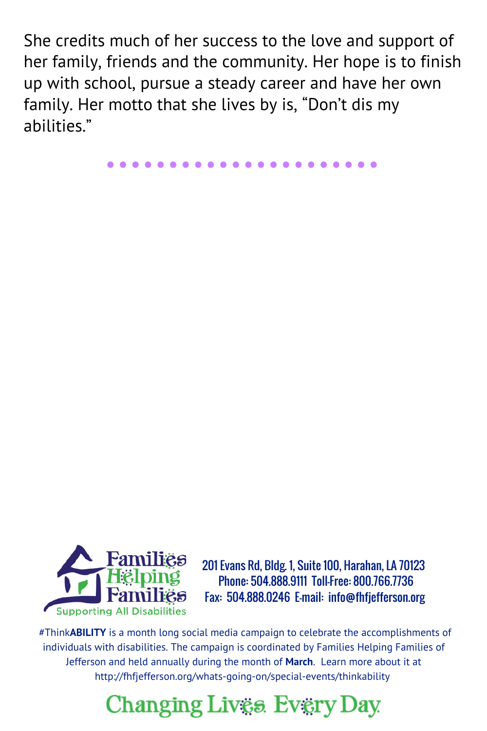She credits much of her success to the love and support of her family, friends and the community. Her hope is to finish up with school, pursue a steady career and have her own family. Her motto that she lives by is, "Don't dis my abilities."

Families Helping Families
Supporting All Disabilities

201 Evans Rd, Bldg. 1, Suite 100, Harahan, LA 70123
Phone: 504.888.9111 Toll-Free: 800.766.7736
Fax: 504.888.0246 E-mail: info@fhfjefferson.org

#Think**ABILITY** is a month long social media campaign to celebrate the accomplishments of individuals with disabilities. The campaign is coordinated by Families Helping Families of Jefferson and held annually during the month of **March**. Learn more about it at http://fhfjefferson.org/whats-going-on/special-events/thinkability

Changing Lives Every Day